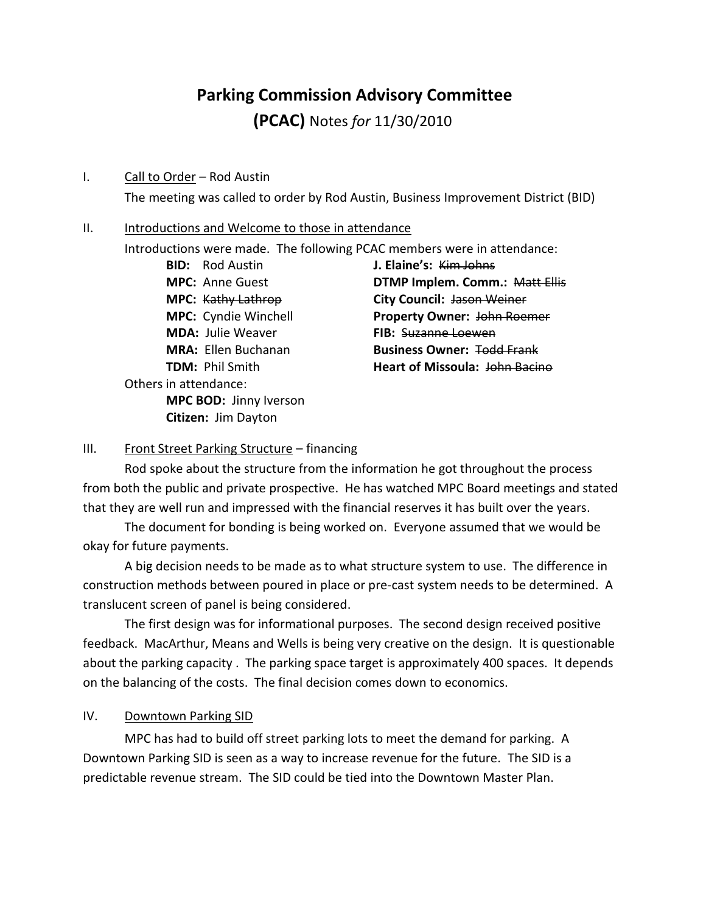# Parking Commission Advisory Committee

## (PCAC) Notes *for* 11/30/2010

I. Call to Order – Rod Austin

The meeting was called to order by Rod Austin, Business Improvement District (BID)

II. Introductions and Welcome to those in attendance

Introductions were made. The following PCAC members were in attendance:

**BID:** Rod Austin
**MPC:** Anne Guest
**MPC:** ~~Kathy Lathrop~~
**MPC:** Cyndie Winchell
**MDA:** Julie Weaver
**MRA:** Ellen Buchanan
**TDM:** Phil Smith
**J. Elaine's:** ~~Kim Johns~~
**DTMP Implem. Comm.:** ~~Matt Ellis~~
**City Council:** ~~Jason Weiner~~
**Property Owner:** ~~John Roemer~~
**FIB:** ~~Suzanne Loewen~~
**Business Owner:** ~~Todd Frank~~
**Heart of Missoula:** ~~John Bacino~~

Others in attendance:

**MPC BOD:** Jinny Iverson
**Citizen:** Jim Dayton

III. Front Street Parking Structure – financing

Rod spoke about the structure from the information he got throughout the process from both the public and private prospective. He has watched MPC Board meetings and stated that they are well run and impressed with the financial reserves it has built over the years.

The document for bonding is being worked on. Everyone assumed that we would be okay for future payments.

A big decision needs to be made as to what structure system to use. The difference in construction methods between poured in place or pre-cast system needs to be determined. A translucent screen of panel is being considered.

The first design was for informational purposes. The second design received positive feedback. MacArthur, Means and Wells is being very creative on the design. It is questionable about the parking capacity . The parking space target is approximately 400 spaces. It depends on the balancing of the costs. The final decision comes down to economics.

IV. Downtown Parking SID

MPC has had to build off street parking lots to meet the demand for parking. A Downtown Parking SID is seen as a way to increase revenue for the future. The SID is a predictable revenue stream. The SID could be tied into the Downtown Master Plan.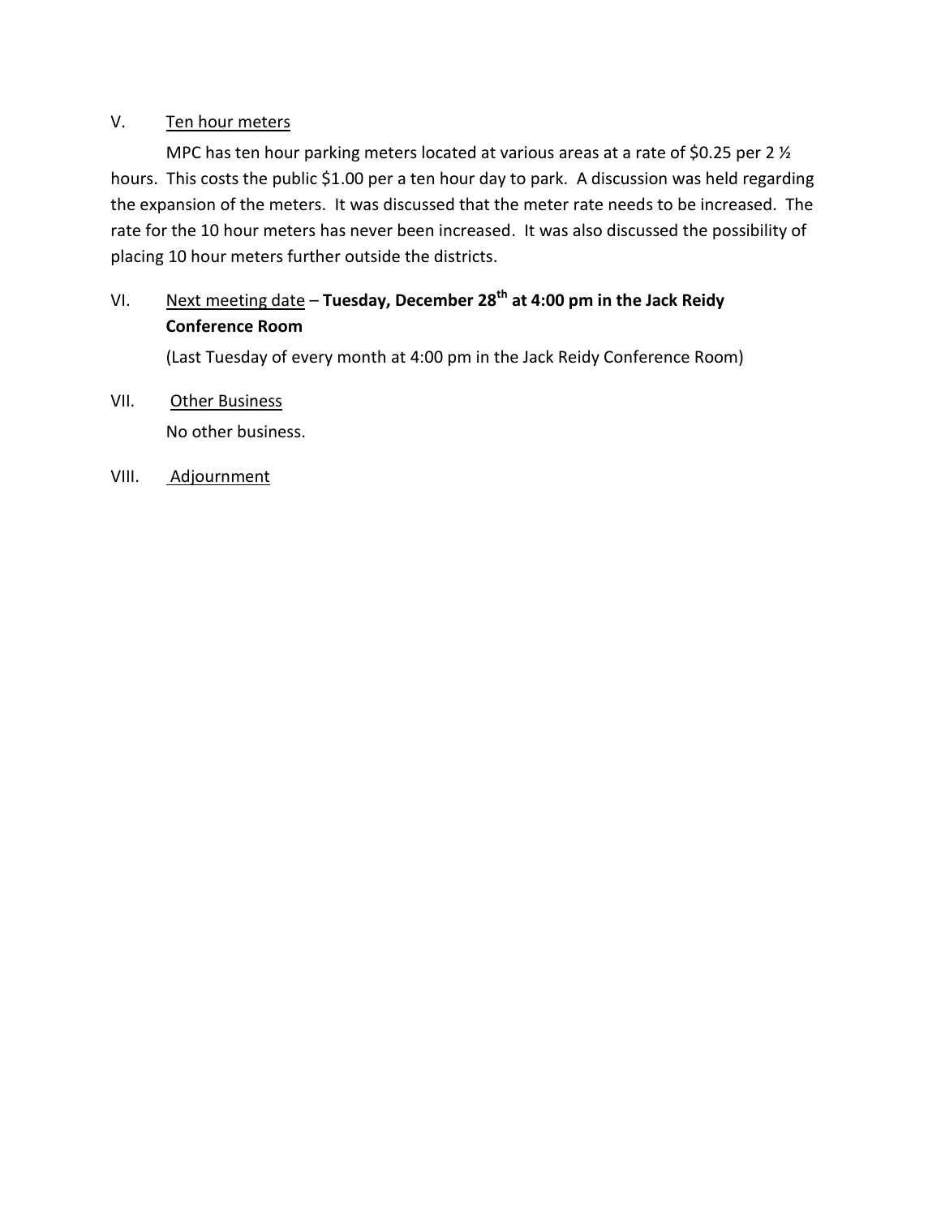V. <u>Ten hour meters</u>

MPC has ten hour parking meters located at various areas at a rate of $0.25 per 2 ½ hours. This costs the public $1.00 per a ten hour day to park. A discussion was held regarding the expansion of the meters. It was discussed that the meter rate needs to be increased. The rate for the 10 hour meters has never been increased. It was also discussed the possibility of placing 10 hour meters further outside the districts.

VI. <u>Next meeting date</u> – **Tuesday, December 28th at 4:00 pm in the Jack Reidy Conference Room**

(Last Tuesday of every month at 4:00 pm in the Jack Reidy Conference Room)

VII. <u>Other Business</u>

No other business.

VIII. <u>Adjournment</u>